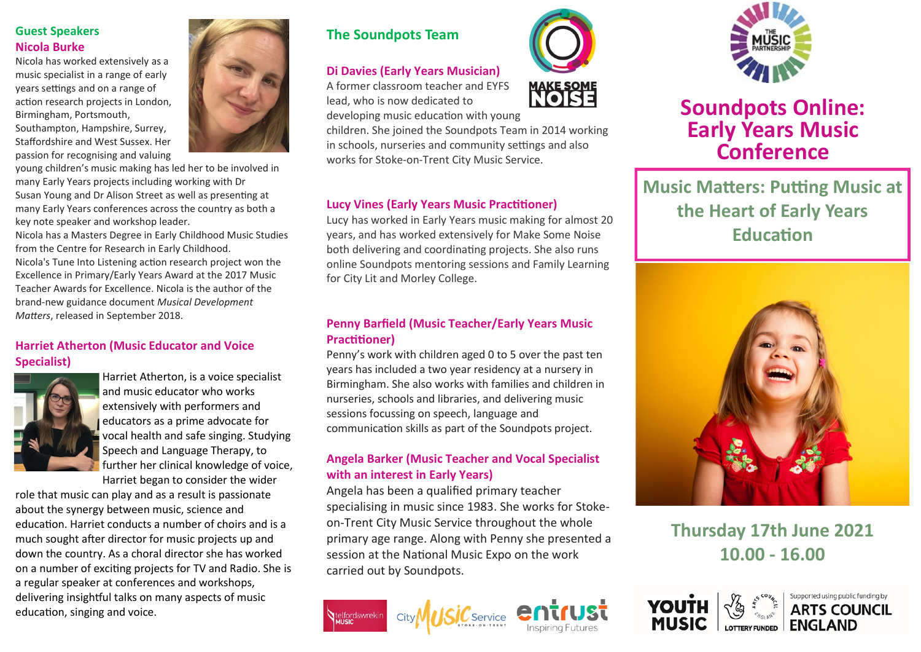## Guest Speakers

### Nicola Burke

Nicola has worked extensively as a music specialist in a range of early years settings and on a range of action research projects in London, Birmingham, Portsmouth, Southampton, Hampshire, Surrey, Staffordshire and West Sussex. Her passion for recognising and valuing young children's music making has led her to be involved in many Early Years projects including working with Dr Susan Young and Dr Alison Street as well as presenting at many Early Years conferences across the country as both a key note speaker and workshop leader.

Nicola has a Masters Degree in Early Childhood Music Studies from the Centre for Research in Early Childhood.

Nicola's Tune Into Listening action research project won the Excellence in Primary/Early Years Award at the 2017 Music Teacher Awards for Excellence. Nicola is the author of the brand-new guidance document *Musical Development Matters*, released in September 2018.

### Harriet Atherton (Music Educator and Voice Specialist)

Harriet Atherton, is a voice specialist and music educator who works extensively with performers and educators as a prime advocate for vocal health and safe singing. Studying Speech and Language Therapy, to further her clinical knowledge of voice, Harriet began to consider the wider role that music can play and as a result is passionate about the synergy between music, science and education. Harriet conducts a number of choirs and is a much sought after director for music projects up and down the country. As a choral director she has worked on a number of exciting projects for TV and Radio. She is a regular speaker at conferences and workshops, delivering insightful talks on many aspects of music education, singing and voice.

## The Soundpots Team

MAKE SOME NOISE

### Di Davies (Early Years Musician)

A former classroom teacher and EYFS lead, who is now dedicated to developing music education with young children. She joined the Soundpots Team in 2014 working in schools, nurseries and community settings and also works for Stoke-on-Trent City Music Service.

### Lucy Vines (Early Years Music Practitioner)

Lucy has worked in Early Years music making for almost 20 years, and has worked extensively for Make Some Noise both delivering and coordinating projects. She also runs online Soundpots mentoring sessions and Family Learning for City Lit and Morley College.

### Penny Barfield (Music Teacher/Early Years Music Practitioner)

Penny's work with children aged 0 to 5 over the past ten years has included a two year residency at a nursery in Birmingham. She also works with families and children in nurseries, schools and libraries, and delivering music sessions focussing on speech, language and communication skills as part of the Soundpots project.

### Angela Barker (Music Teacher and Vocal Specialist with an interest in Early Years)

Angela has been a qualified primary teacher specialising in music since 1983. She works for Stoke-on-Trent City Music Service throughout the whole primary age range. Along with Penny she presented a session at the National Music Expo on the work carried out by Soundpots.

telford&wrekin MUSIC | City Music Service Stoke-on-Trent | entrust Inspiring Futures

THE MUSIC PARTNERSHIP

# Soundpots Online: Early Years Music Conference

## Music Matters: Putting Music at the Heart of Early Years Education

**Thursday 17th June 2021**

**10.00 - 16.00**

YOUTH MUSIC | LOTTERY FUNDED | Supported using public funding by ARTS COUNCIL ENGLAND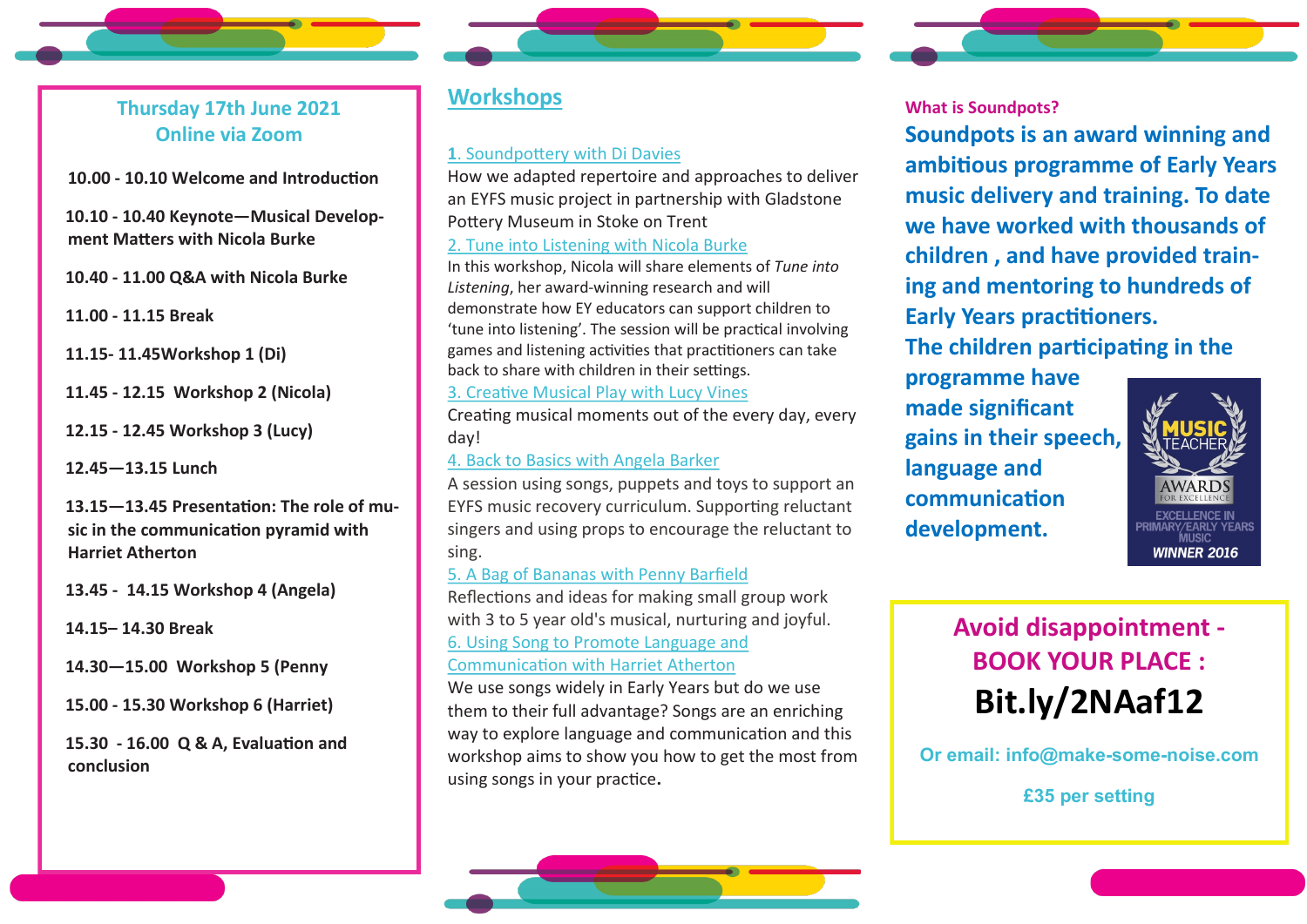**Thursday 17th June 2021**
**Online via Zoom**

**10.00 - 10.10 Welcome and Introduction**

**10.10 - 10.40 Keynote—Musical Development Matters with Nicola Burke**

**10.40 - 11.00 Q&A with Nicola Burke**

**11.00 - 11.15 Break**

**11.15- 11.45Workshop 1 (Di)**

**11.45 - 12.15 Workshop 2 (Nicola)**

**12.15 - 12.45 Workshop 3 (Lucy)**

**12.45—13.15 Lunch**

**13.15—13.45 Presentation: The role of music in the communication pyramid with Harriet Atherton**

**13.45 - 14.15 Workshop 4 (Angela)**

**14.15– 14.30 Break**

**14.30—15.00 Workshop 5 (Penny**

**15.00 - 15.30 Workshop 6 (Harriet)**

**15.30 - 16.00 Q & A, Evaluation and conclusion**

## Workshops

1. Soundpottery with Di Davies

How we adapted repertoire and approaches to deliver an EYFS music project in partnership with Gladstone Pottery Museum in Stoke on Trent

2. Tune into Listening with Nicola Burke

In this workshop, Nicola will share elements of *Tune into Listening*, her award-winning research and will demonstrate how EY educators can support children to 'tune into listening'. The session will be practical involving games and listening activities that practitioners can take back to share with children in their settings.

3. Creative Musical Play with Lucy Vines

Creating musical moments out of the every day, every day!

4. Back to Basics with Angela Barker

A session using songs, puppets and toys to support an EYFS music recovery curriculum. Supporting reluctant singers and using props to encourage the reluctant to sing.

5. A Bag of Bananas with Penny Barfield

Reflections and ideas for making small group work with 3 to 5 year old's musical, nurturing and joyful.

6. Using Song to Promote Language and Communication with Harriet Atherton

We use songs widely in Early Years but do we use them to their full advantage? Songs are an enriching way to explore language and communication and this workshop aims to show you how to get the most from using songs in your practice.

**What is Soundpots?**

**Soundpots is an award winning and ambitious programme of Early Years music delivery and training. To date we have worked with thousands of children , and have provided training and mentoring to hundreds of Early Years practitioners.**
**The children participating in the programme have made significant gains in their speech, language and communication development.**

MUSIC TEACHER AWARDS FOR EXCELLENCE
EXCELLENCE IN PRIMARY/EARLY YEARS MUSIC
WINNER 2016

**Avoid disappointment - BOOK YOUR PLACE :**

**Bit.ly/2NAaf12**

**Or email: info@make-some-noise.com**

**£35 per setting**